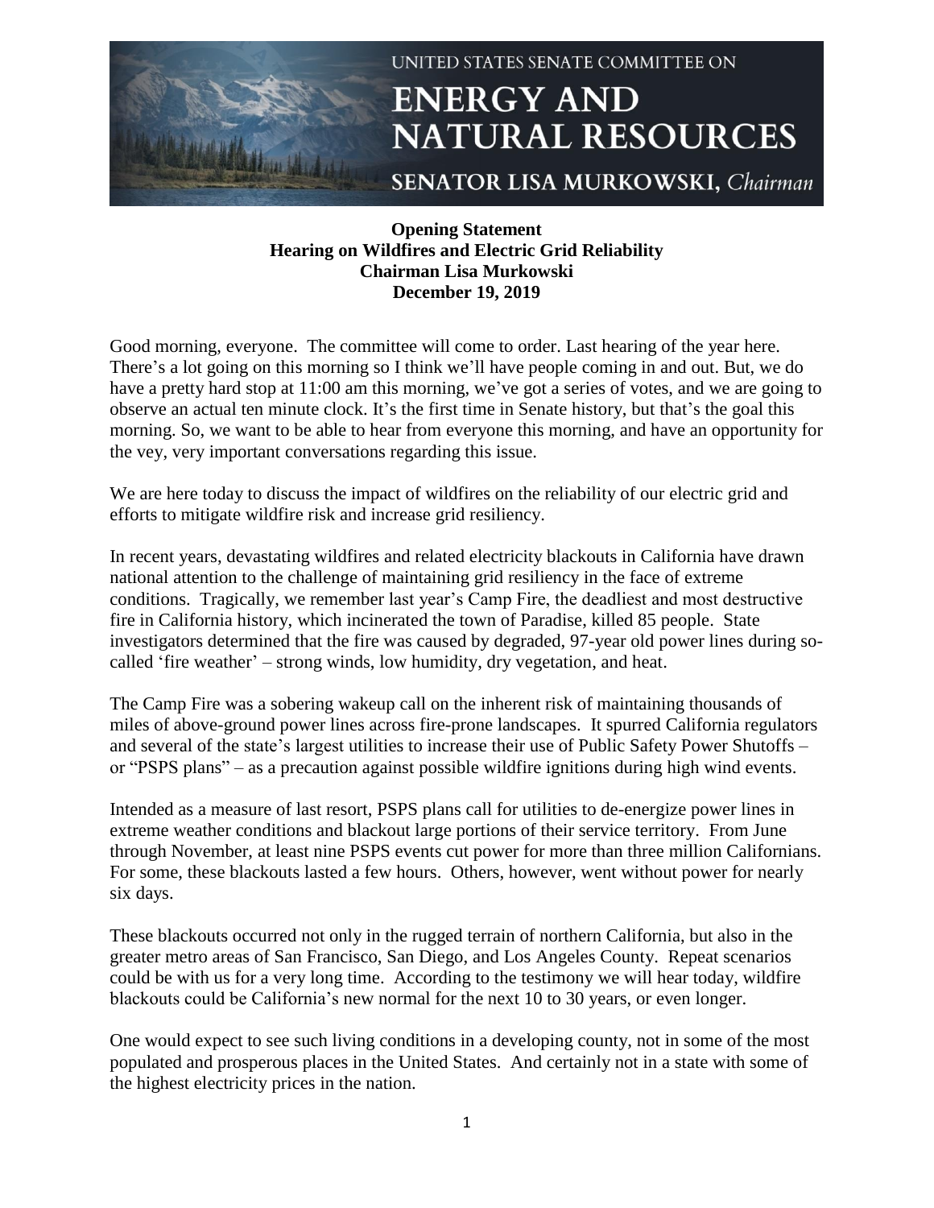UNITED STATES SENATE COMMITTEE ON

# ENERGY AND NATURAL RESOURCES

SENATOR LISA MURKOWSKI, *Chairman*

**Opening Statement**
**Hearing on Wildfires and Electric Grid Reliability**
**Chairman Lisa Murkowski**
**December 19, 2019**

Good morning, everyone. The committee will come to order. Last hearing of the year here. There's a lot going on this morning so I think we'll have people coming in and out. But, we do have a pretty hard stop at 11:00 am this morning, we've got a series of votes, and we are going to observe an actual ten minute clock. It's the first time in Senate history, but that's the goal this morning. So, we want to be able to hear from everyone this morning, and have an opportunity for the vey, very important conversations regarding this issue.

We are here today to discuss the impact of wildfires on the reliability of our electric grid and efforts to mitigate wildfire risk and increase grid resiliency.

In recent years, devastating wildfires and related electricity blackouts in California have drawn national attention to the challenge of maintaining grid resiliency in the face of extreme conditions. Tragically, we remember last year's Camp Fire, the deadliest and most destructive fire in California history, which incinerated the town of Paradise, killed 85 people. State investigators determined that the fire was caused by degraded, 97-year old power lines during so-called 'fire weather' – strong winds, low humidity, dry vegetation, and heat.

The Camp Fire was a sobering wakeup call on the inherent risk of maintaining thousands of miles of above-ground power lines across fire-prone landscapes. It spurred California regulators and several of the state's largest utilities to increase their use of Public Safety Power Shutoffs – or "PSPS plans" – as a precaution against possible wildfire ignitions during high wind events.

Intended as a measure of last resort, PSPS plans call for utilities to de-energize power lines in extreme weather conditions and blackout large portions of their service territory. From June through November, at least nine PSPS events cut power for more than three million Californians. For some, these blackouts lasted a few hours. Others, however, went without power for nearly six days.

These blackouts occurred not only in the rugged terrain of northern California, but also in the greater metro areas of San Francisco, San Diego, and Los Angeles County. Repeat scenarios could be with us for a very long time. According to the testimony we will hear today, wildfire blackouts could be California's new normal for the next 10 to 30 years, or even longer.

One would expect to see such living conditions in a developing county, not in some of the most populated and prosperous places in the United States. And certainly not in a state with some of the highest electricity prices in the nation.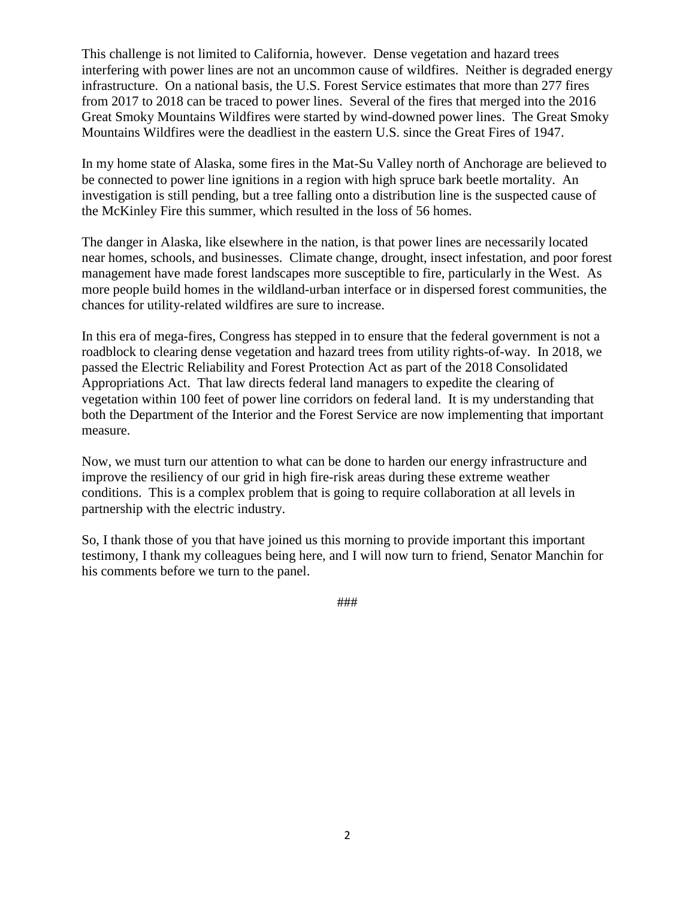This challenge is not limited to California, however. Dense vegetation and hazard trees interfering with power lines are not an uncommon cause of wildfires. Neither is degraded energy infrastructure. On a national basis, the U.S. Forest Service estimates that more than 277 fires from 2017 to 2018 can be traced to power lines. Several of the fires that merged into the 2016 Great Smoky Mountains Wildfires were started by wind-downed power lines. The Great Smoky Mountains Wildfires were the deadliest in the eastern U.S. since the Great Fires of 1947.

In my home state of Alaska, some fires in the Mat-Su Valley north of Anchorage are believed to be connected to power line ignitions in a region with high spruce bark beetle mortality. An investigation is still pending, but a tree falling onto a distribution line is the suspected cause of the McKinley Fire this summer, which resulted in the loss of 56 homes.

The danger in Alaska, like elsewhere in the nation, is that power lines are necessarily located near homes, schools, and businesses. Climate change, drought, insect infestation, and poor forest management have made forest landscapes more susceptible to fire, particularly in the West. As more people build homes in the wildland-urban interface or in dispersed forest communities, the chances for utility-related wildfires are sure to increase.

In this era of mega-fires, Congress has stepped in to ensure that the federal government is not a roadblock to clearing dense vegetation and hazard trees from utility rights-of-way. In 2018, we passed the Electric Reliability and Forest Protection Act as part of the 2018 Consolidated Appropriations Act. That law directs federal land managers to expedite the clearing of vegetation within 100 feet of power line corridors on federal land. It is my understanding that both the Department of the Interior and the Forest Service are now implementing that important measure.

Now, we must turn our attention to what can be done to harden our energy infrastructure and improve the resiliency of our grid in high fire-risk areas during these extreme weather conditions. This is a complex problem that is going to require collaboration at all levels in partnership with the electric industry.

So, I thank those of you that have joined us this morning to provide important this important testimony, I thank my colleagues being here, and I will now turn to friend, Senator Manchin for his comments before we turn to the panel.

###